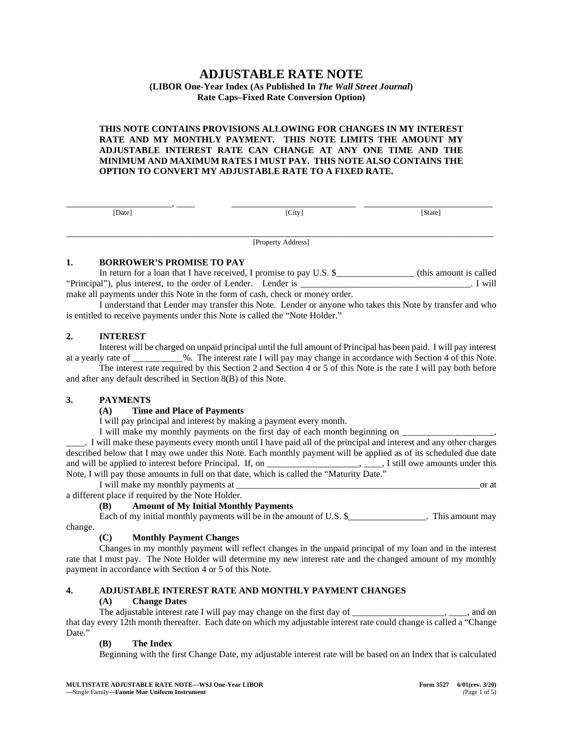# ADJUSTABLE RATE NOTE

**(LIBOR One-Year Index (As Published In *The Wall Street Journal*)**
**Rate Caps–Fixed Rate Conversion Option)**

**THIS NOTE CONTAINS PROVISIONS ALLOWING FOR CHANGES IN MY INTEREST RATE AND MY MONTHLY PAYMENT. THIS NOTE LIMITS THE AMOUNT MY ADJUSTABLE INTEREST RATE CAN CHANGE AT ANY ONE TIME AND THE MINIMUM AND MAXIMUM RATES I MUST PAY. THIS NOTE ALSO CONTAINS THE OPTION TO CONVERT MY ADJUSTABLE RATE TO A FIXED RATE.**

________________________, ____ &nbsp;&nbsp;&nbsp; ____________________________ &nbsp;&nbsp;&nbsp; ______________________________
[Date] &nbsp;&nbsp;&nbsp; [City] &nbsp;&nbsp;&nbsp; [State]

____________________________________________________________________________________________________
[Property Address]

## 1. BORROWER'S PROMISE TO PAY

In return for a loan that I have received, I promise to pay U.S. $_________________ (this amount is called "Principal"), plus interest, to the order of Lender. Lender is _____________________________________. I will make all payments under this Note in the form of cash, check or money order.

I understand that Lender may transfer this Note. Lender or anyone who takes this Note by transfer and who is entitled to receive payments under this Note is called the "Note Holder."

## 2. INTEREST

Interest will be charged on unpaid principal until the full amount of Principal has been paid. I will pay interest at a yearly rate of ___________%. The interest rate I will pay may change in accordance with Section 4 of this Note.

The interest rate required by this Section 2 and Section 4 or 5 of this Note is the rate I will pay both before and after any default described in Section 8(B) of this Note.

## 3. PAYMENTS

### (A) Time and Place of Payments

I will pay principal and interest by making a payment every month.

I will make my monthly payments on the first day of each month beginning on ____________________, ____. I will make these payments every month until I have paid all of the principal and interest and any other charges described below that I may owe under this Note. Each monthly payment will be applied as of its scheduled due date and will be applied to interest before Principal. If, on ____________________, ____, I still owe amounts under this Note, I will pay those amounts in full on that date, which is called the "Maturity Date."

I will make my monthly payments at ________________________________________________________or at a different place if required by the Note Holder.

### (B) Amount of My Initial Monthly Payments

Each of my initial monthly payments will be in the amount of U.S. $_________________. This amount may change.

### (C) Monthly Payment Changes

Changes in my monthly payment will reflect changes in the unpaid principal of my loan and in the interest rate that I must pay. The Note Holder will determine my new interest rate and the changed amount of my monthly payment in accordance with Section 4 or 5 of this Note.

## 4. ADJUSTABLE INTEREST RATE AND MONTHLY PAYMENT CHANGES

### (A) Change Dates

The adjustable interest rate I will pay may change on the first day of ____________________, ____, and on that day every 12th month thereafter. Each date on which my adjustable interest rate could change is called a "Change Date."

### (B) The Index

Beginning with the first Change Date, my adjustable interest rate will be based on an Index that is calculated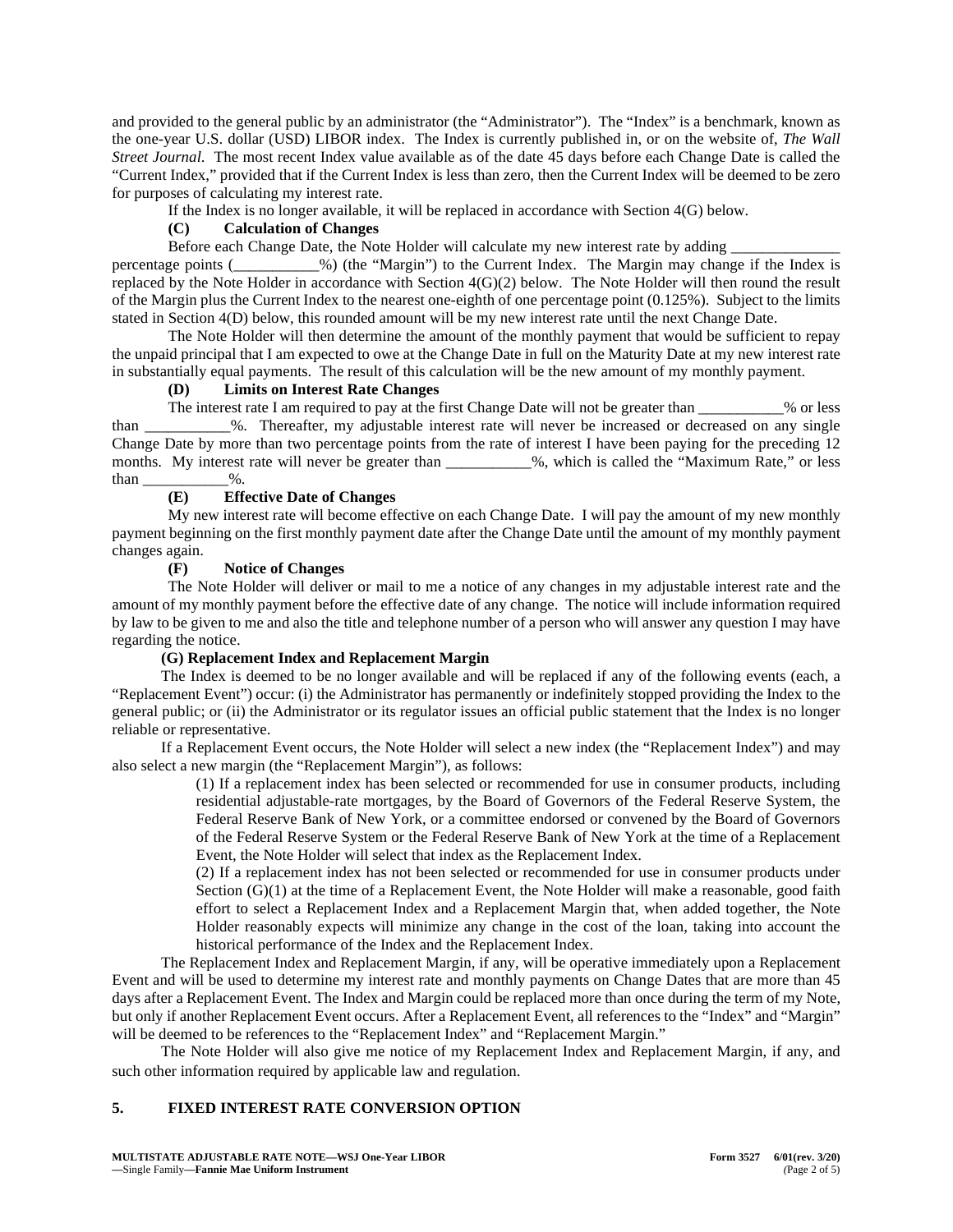and provided to the general public by an administrator (the "Administrator"). The "Index" is a benchmark, known as the one-year U.S. dollar (USD) LIBOR index. The Index is currently published in, or on the website of, *The Wall Street Journal*. The most recent Index value available as of the date 45 days before each Change Date is called the "Current Index," provided that if the Current Index is less than zero, then the Current Index will be deemed to be zero for purposes of calculating my interest rate.

If the Index is no longer available, it will be replaced in accordance with Section 4(G) below.

**(C) Calculation of Changes**

Before each Change Date, the Note Holder will calculate my new interest rate by adding ______________ percentage points (___________%) (the "Margin") to the Current Index. The Margin may change if the Index is replaced by the Note Holder in accordance with Section 4(G)(2) below. The Note Holder will then round the result of the Margin plus the Current Index to the nearest one-eighth of one percentage point (0.125%). Subject to the limits stated in Section 4(D) below, this rounded amount will be my new interest rate until the next Change Date.

The Note Holder will then determine the amount of the monthly payment that would be sufficient to repay the unpaid principal that I am expected to owe at the Change Date in full on the Maturity Date at my new interest rate in substantially equal payments. The result of this calculation will be the new amount of my monthly payment.

**(D) Limits on Interest Rate Changes**

The interest rate I am required to pay at the first Change Date will not be greater than ___________% or less than ___________%. Thereafter, my adjustable interest rate will never be increased or decreased on any single Change Date by more than two percentage points from the rate of interest I have been paying for the preceding 12 months. My interest rate will never be greater than ___________%, which is called the "Maximum Rate," or less than ___________%.

**(E) Effective Date of Changes**

My new interest rate will become effective on each Change Date. I will pay the amount of my new monthly payment beginning on the first monthly payment date after the Change Date until the amount of my monthly payment changes again.

**(F) Notice of Changes**

The Note Holder will deliver or mail to me a notice of any changes in my adjustable interest rate and the amount of my monthly payment before the effective date of any change. The notice will include information required by law to be given to me and also the title and telephone number of a person who will answer any question I may have regarding the notice.

**(G) Replacement Index and Replacement Margin**

The Index is deemed to be no longer available and will be replaced if any of the following events (each, a "Replacement Event") occur: (i) the Administrator has permanently or indefinitely stopped providing the Index to the general public; or (ii) the Administrator or its regulator issues an official public statement that the Index is no longer reliable or representative.

If a Replacement Event occurs, the Note Holder will select a new index (the "Replacement Index") and may also select a new margin (the "Replacement Margin"), as follows:

(1) If a replacement index has been selected or recommended for use in consumer products, including residential adjustable-rate mortgages, by the Board of Governors of the Federal Reserve System, the Federal Reserve Bank of New York, or a committee endorsed or convened by the Board of Governors of the Federal Reserve System or the Federal Reserve Bank of New York at the time of a Replacement Event, the Note Holder will select that index as the Replacement Index.

(2) If a replacement index has not been selected or recommended for use in consumer products under Section (G)(1) at the time of a Replacement Event, the Note Holder will make a reasonable, good faith effort to select a Replacement Index and a Replacement Margin that, when added together, the Note Holder reasonably expects will minimize any change in the cost of the loan, taking into account the historical performance of the Index and the Replacement Index.

The Replacement Index and Replacement Margin, if any, will be operative immediately upon a Replacement Event and will be used to determine my interest rate and monthly payments on Change Dates that are more than 45 days after a Replacement Event. The Index and Margin could be replaced more than once during the term of my Note, but only if another Replacement Event occurs. After a Replacement Event, all references to the "Index" and "Margin" will be deemed to be references to the "Replacement Index" and "Replacement Margin."

The Note Holder will also give me notice of my Replacement Index and Replacement Margin, if any, and such other information required by applicable law and regulation.

## 5. FIXED INTEREST RATE CONVERSION OPTION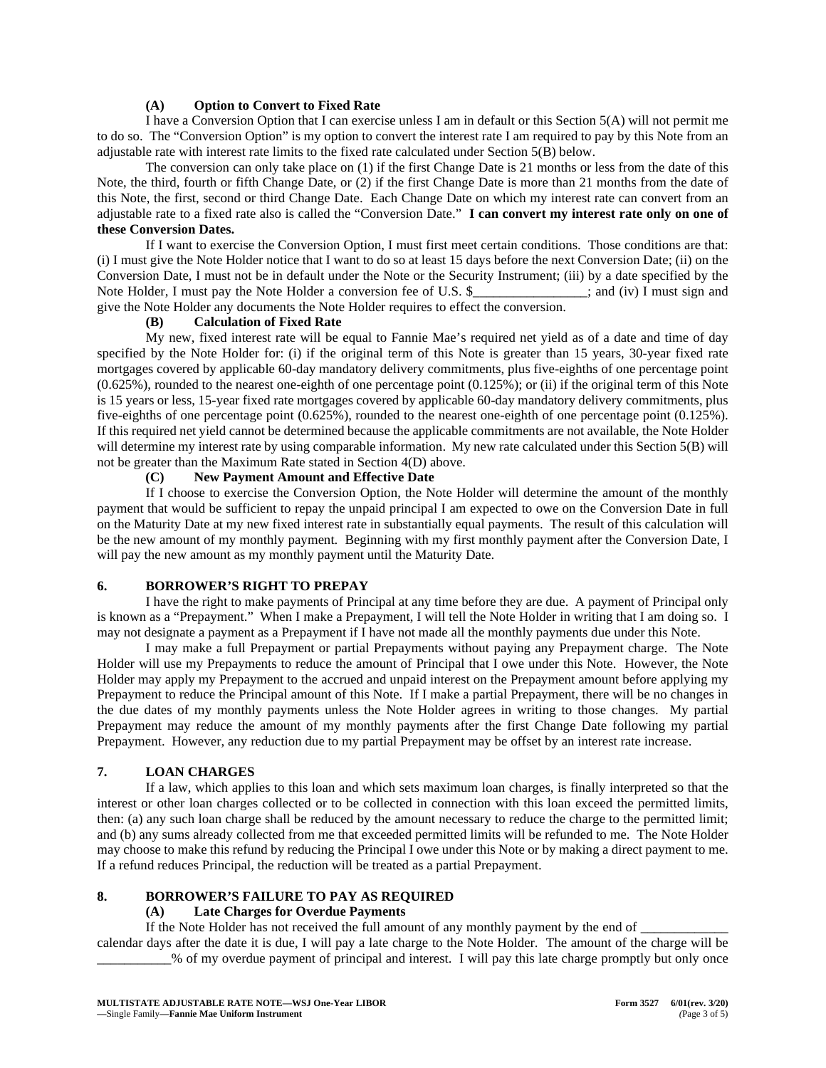**(A) Option to Convert to Fixed Rate**

I have a Conversion Option that I can exercise unless I am in default or this Section 5(A) will not permit me to do so. The "Conversion Option" is my option to convert the interest rate I am required to pay by this Note from an adjustable rate with interest rate limits to the fixed rate calculated under Section 5(B) below.

The conversion can only take place on (1) if the first Change Date is 21 months or less from the date of this Note, the third, fourth or fifth Change Date, or (2) if the first Change Date is more than 21 months from the date of this Note, the first, second or third Change Date. Each Change Date on which my interest rate can convert from an adjustable rate to a fixed rate also is called the "Conversion Date." **I can convert my interest rate only on one of these Conversion Dates.**

If I want to exercise the Conversion Option, I must first meet certain conditions. Those conditions are that: (i) I must give the Note Holder notice that I want to do so at least 15 days before the next Conversion Date; (ii) on the Conversion Date, I must not be in default under the Note or the Security Instrument; (iii) by a date specified by the Note Holder, I must pay the Note Holder a conversion fee of U.S. $_________________; and (iv) I must sign and give the Note Holder any documents the Note Holder requires to effect the conversion.

**(B) Calculation of Fixed Rate**

My new, fixed interest rate will be equal to Fannie Mae's required net yield as of a date and time of day specified by the Note Holder for: (i) if the original term of this Note is greater than 15 years, 30-year fixed rate mortgages covered by applicable 60-day mandatory delivery commitments, plus five-eighths of one percentage point (0.625%), rounded to the nearest one-eighth of one percentage point (0.125%); or (ii) if the original term of this Note is 15 years or less, 15-year fixed rate mortgages covered by applicable 60-day mandatory delivery commitments, plus five-eighths of one percentage point (0.625%), rounded to the nearest one-eighth of one percentage point (0.125%). If this required net yield cannot be determined because the applicable commitments are not available, the Note Holder will determine my interest rate by using comparable information. My new rate calculated under this Section 5(B) will not be greater than the Maximum Rate stated in Section 4(D) above.

**(C) New Payment Amount and Effective Date**

If I choose to exercise the Conversion Option, the Note Holder will determine the amount of the monthly payment that would be sufficient to repay the unpaid principal I am expected to owe on the Conversion Date in full on the Maturity Date at my new fixed interest rate in substantially equal payments. The result of this calculation will be the new amount of my monthly payment. Beginning with my first monthly payment after the Conversion Date, I will pay the new amount as my monthly payment until the Maturity Date.

## 6. BORROWER'S RIGHT TO PREPAY

I have the right to make payments of Principal at any time before they are due. A payment of Principal only is known as a "Prepayment." When I make a Prepayment, I will tell the Note Holder in writing that I am doing so. I may not designate a payment as a Prepayment if I have not made all the monthly payments due under this Note.

I may make a full Prepayment or partial Prepayments without paying any Prepayment charge. The Note Holder will use my Prepayments to reduce the amount of Principal that I owe under this Note. However, the Note Holder may apply my Prepayment to the accrued and unpaid interest on the Prepayment amount before applying my Prepayment to reduce the Principal amount of this Note. If I make a partial Prepayment, there will be no changes in the due dates of my monthly payments unless the Note Holder agrees in writing to those changes. My partial Prepayment may reduce the amount of my monthly payments after the first Change Date following my partial Prepayment. However, any reduction due to my partial Prepayment may be offset by an interest rate increase.

## 7. LOAN CHARGES

If a law, which applies to this loan and which sets maximum loan charges, is finally interpreted so that the interest or other loan charges collected or to be collected in connection with this loan exceed the permitted limits, then: (a) any such loan charge shall be reduced by the amount necessary to reduce the charge to the permitted limit; and (b) any sums already collected from me that exceeded permitted limits will be refunded to me. The Note Holder may choose to make this refund by reducing the Principal I owe under this Note or by making a direct payment to me. If a refund reduces Principal, the reduction will be treated as a partial Prepayment.

## 8. BORROWER'S FAILURE TO PAY AS REQUIRED

**(A) Late Charges for Overdue Payments**

If the Note Holder has not received the full amount of any monthly payment by the end of _____________ calendar days after the date it is due, I will pay a late charge to the Note Holder. The amount of the charge will be ___________% of my overdue payment of principal and interest. I will pay this late charge promptly but only once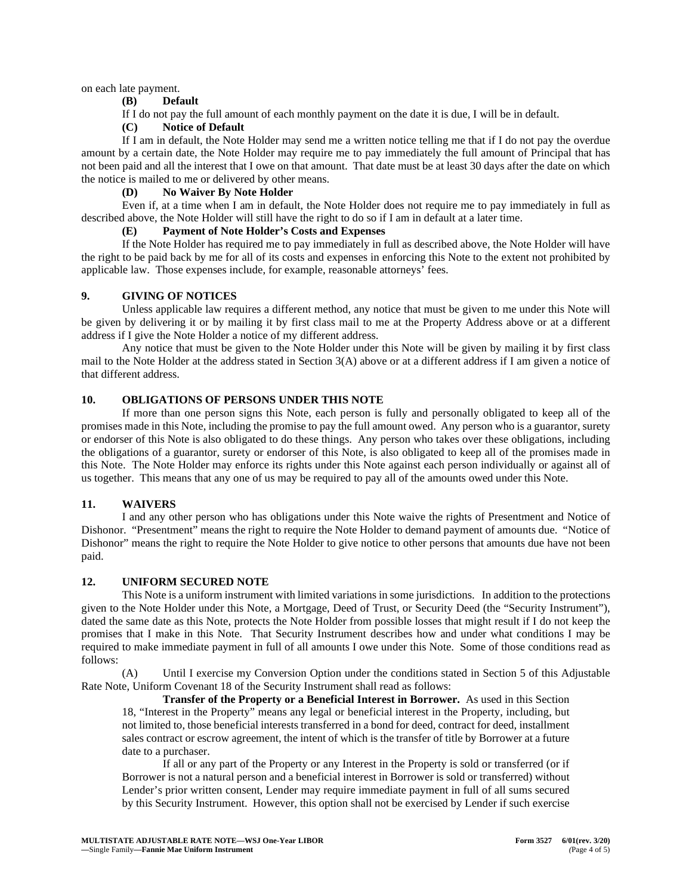on each late payment.

**(B) Default**

If I do not pay the full amount of each monthly payment on the date it is due, I will be in default.

**(C) Notice of Default**

If I am in default, the Note Holder may send me a written notice telling me that if I do not pay the overdue amount by a certain date, the Note Holder may require me to pay immediately the full amount of Principal that has not been paid and all the interest that I owe on that amount. That date must be at least 30 days after the date on which the notice is mailed to me or delivered by other means.

**(D) No Waiver By Note Holder**

Even if, at a time when I am in default, the Note Holder does not require me to pay immediately in full as described above, the Note Holder will still have the right to do so if I am in default at a later time.

**(E) Payment of Note Holder's Costs and Expenses**

If the Note Holder has required me to pay immediately in full as described above, the Note Holder will have the right to be paid back by me for all of its costs and expenses in enforcing this Note to the extent not prohibited by applicable law. Those expenses include, for example, reasonable attorneys' fees.

## 9. GIVING OF NOTICES

Unless applicable law requires a different method, any notice that must be given to me under this Note will be given by delivering it or by mailing it by first class mail to me at the Property Address above or at a different address if I give the Note Holder a notice of my different address.

Any notice that must be given to the Note Holder under this Note will be given by mailing it by first class mail to the Note Holder at the address stated in Section 3(A) above or at a different address if I am given a notice of that different address.

## 10. OBLIGATIONS OF PERSONS UNDER THIS NOTE

If more than one person signs this Note, each person is fully and personally obligated to keep all of the promises made in this Note, including the promise to pay the full amount owed. Any person who is a guarantor, surety or endorser of this Note is also obligated to do these things. Any person who takes over these obligations, including the obligations of a guarantor, surety or endorser of this Note, is also obligated to keep all of the promises made in this Note. The Note Holder may enforce its rights under this Note against each person individually or against all of us together. This means that any one of us may be required to pay all of the amounts owed under this Note.

## 11. WAIVERS

I and any other person who has obligations under this Note waive the rights of Presentment and Notice of Dishonor. "Presentment" means the right to require the Note Holder to demand payment of amounts due. "Notice of Dishonor" means the right to require the Note Holder to give notice to other persons that amounts due have not been paid.

## 12. UNIFORM SECURED NOTE

This Note is a uniform instrument with limited variations in some jurisdictions. In addition to the protections given to the Note Holder under this Note, a Mortgage, Deed of Trust, or Security Deed (the "Security Instrument"), dated the same date as this Note, protects the Note Holder from possible losses that might result if I do not keep the promises that I make in this Note. That Security Instrument describes how and under what conditions I may be required to make immediate payment in full of all amounts I owe under this Note. Some of those conditions read as follows:

(A) Until I exercise my Conversion Option under the conditions stated in Section 5 of this Adjustable Rate Note, Uniform Covenant 18 of the Security Instrument shall read as follows:

> **Transfer of the Property or a Beneficial Interest in Borrower.** As used in this Section 18, "Interest in the Property" means any legal or beneficial interest in the Property, including, but not limited to, those beneficial interests transferred in a bond for deed, contract for deed, installment sales contract or escrow agreement, the intent of which is the transfer of title by Borrower at a future date to a purchaser.
>
> If all or any part of the Property or any Interest in the Property is sold or transferred (or if Borrower is not a natural person and a beneficial interest in Borrower is sold or transferred) without Lender's prior written consent, Lender may require immediate payment in full of all sums secured by this Security Instrument. However, this option shall not be exercised by Lender if such exercise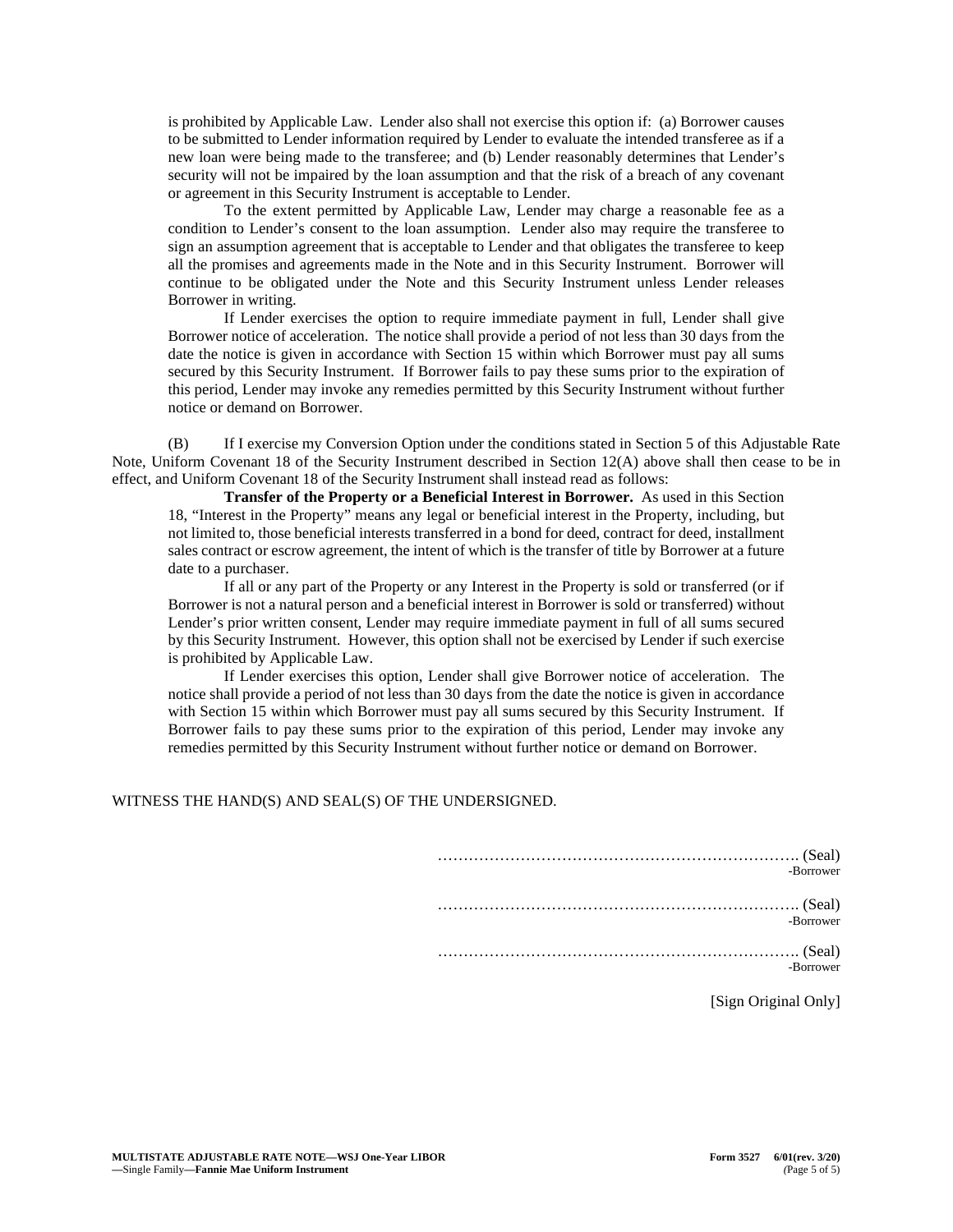is prohibited by Applicable Law. Lender also shall not exercise this option if: (a) Borrower causes to be submitted to Lender information required by Lender to evaluate the intended transferee as if a new loan were being made to the transferee; and (b) Lender reasonably determines that Lender's security will not be impaired by the loan assumption and that the risk of a breach of any covenant or agreement in this Security Instrument is acceptable to Lender.

To the extent permitted by Applicable Law, Lender may charge a reasonable fee as a condition to Lender's consent to the loan assumption. Lender also may require the transferee to sign an assumption agreement that is acceptable to Lender and that obligates the transferee to keep all the promises and agreements made in the Note and in this Security Instrument. Borrower will continue to be obligated under the Note and this Security Instrument unless Lender releases Borrower in writing.

If Lender exercises the option to require immediate payment in full, Lender shall give Borrower notice of acceleration. The notice shall provide a period of not less than 30 days from the date the notice is given in accordance with Section 15 within which Borrower must pay all sums secured by this Security Instrument. If Borrower fails to pay these sums prior to the expiration of this period, Lender may invoke any remedies permitted by this Security Instrument without further notice or demand on Borrower.

(B) If I exercise my Conversion Option under the conditions stated in Section 5 of this Adjustable Rate Note, Uniform Covenant 18 of the Security Instrument described in Section 12(A) above shall then cease to be in effect, and Uniform Covenant 18 of the Security Instrument shall instead read as follows:

**Transfer of the Property or a Beneficial Interest in Borrower.** As used in this Section 18, "Interest in the Property" means any legal or beneficial interest in the Property, including, but not limited to, those beneficial interests transferred in a bond for deed, contract for deed, installment sales contract or escrow agreement, the intent of which is the transfer of title by Borrower at a future date to a purchaser.

If all or any part of the Property or any Interest in the Property is sold or transferred (or if Borrower is not a natural person and a beneficial interest in Borrower is sold or transferred) without Lender's prior written consent, Lender may require immediate payment in full of all sums secured by this Security Instrument. However, this option shall not be exercised by Lender if such exercise is prohibited by Applicable Law.

If Lender exercises this option, Lender shall give Borrower notice of acceleration. The notice shall provide a period of not less than 30 days from the date the notice is given in accordance with Section 15 within which Borrower must pay all sums secured by this Security Instrument. If Borrower fails to pay these sums prior to the expiration of this period, Lender may invoke any remedies permitted by this Security Instrument without further notice or demand on Borrower.

WITNESS THE HAND(S) AND SEAL(S) OF THE UNDERSIGNED.

……………………………………………………………… (Seal)
-Borrower

……………………………………………………………… (Seal)
-Borrower

……………………………………………………………… (Seal)
-Borrower

[Sign Original Only]

**MULTISTATE ADJUSTABLE RATE NOTE—WSJ One-Year LIBOR —**Single Family**—Fannie Mae Uniform Instrument** **Form 3527 6/01(rev. 3/20)**